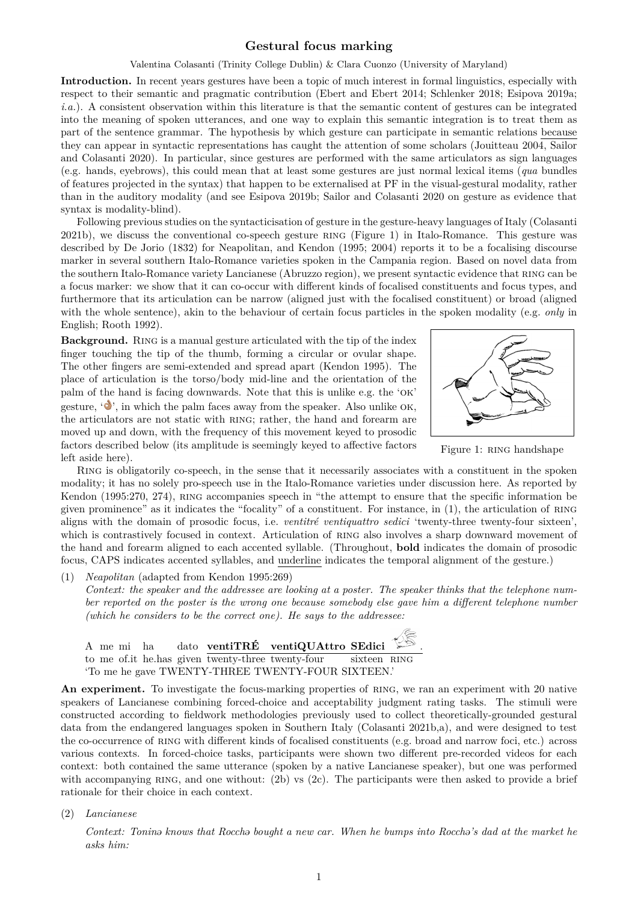# Gestural focus marking

Valentina Colasanti (Trinity College Dublin) & Clara Cuonzo (University of Maryland)

**Introduction.** In recent years gestures have been a topic of much interest in formal linguistics, especially with respect to their semantic and pragmatic contribution (Ebert and Ebert 2014; Schlenker 2018; Esipova 2019a; *i.a.*). A consistent observation within this literature is that the semantic content of gestures can be integrated into the meaning of spoken utterances, and one way to explain this semantic integration is to treat them as part of the sentence grammar. The hypothesis by which gesture can participate in semantic relations because they can appear in syntactic representations has caught the attention of some scholars (Jouitteau 2004, Sailor and Colasanti 2020). In particular, since gestures are performed with the same articulators as sign languages (e.g. hands, eyebrows), this could mean that at least some gestures are just normal lexical items (*qua* bundles of features projected in the syntax) that happen to be externalised at PF in the visual-gestural modality, rather than in the auditory modality (and see Esipova 2019b; Sailor and Colasanti 2020 on gesture as evidence that syntax is modality-blind).

Following previous studies on the syntacticisation of gesture in the gesture-heavy languages of Italy (Colasanti 2021b), we discuss the conventional co-speech gesture RING (Figure 1) in Italo-Romance. This gesture was described by De Jorio (1832) for Neapolitan, and Kendon (1995; 2004) reports it to be a focalising discourse marker in several southern Italo-Romance varieties spoken in the Campania region. Based on novel data from the southern Italo-Romance variety Lancianese (Abruzzo region), we present syntactic evidence that RING can be a focus marker: we show that it can co-occur with different kinds of focalised constituents and focus types, and furthermore that its articulation can be narrow (aligned just with the focalised constituent) or broad (aligned with the whole sentence), akin to the behaviour of certain focus particles in the spoken modality (e.g. *only* in English; Rooth 1992).

**Background.** RING is a manual gesture articulated with the tip of the index finger touching the tip of the thumb, forming a circular or ovular shape. The other fingers are semi-extended and spread apart (Kendon 1995). The place of articulation is the torso/body mid-line and the orientation of the palm of the hand is facing downwards. Note that this is unlike e.g. the 'OK' gesture, '👌', in which the palm faces away from the speaker. Also unlike OK, the articulators are not static with RING; rather, the hand and forearm are moved up and down, with the frequency of this movement keyed to prosodic factors described below (its amplitude is seemingly keyed to affective factors left aside here).

Figure 1: RING handshape

RING is obligatorily co-speech, in the sense that it necessarily associates with a constituent in the spoken modality; it has no solely pro-speech use in the Italo-Romance varieties under discussion here. As reported by Kendon (1995:270, 274), RING accompanies speech in "the attempt to ensure that the specific information be given prominence" as it indicates the "focality" of a constituent. For instance, in (1), the articulation of RING aligns with the domain of prosodic focus, i.e. *ventitré ventiquattro sedici* 'twenty-three twenty-four sixteen', which is contrastively focused in context. Articulation of RING also involves a sharp downward movement of the hand and forearm aligned to each accented syllable. (Throughout, **bold** indicates the domain of prosodic focus, CAPS indicates accented syllables, and underline indicates the temporal alignment of the gesture.)

(1) *Neapolitan* (adapted from Kendon 1995:269)
*Context: the speaker and the addressee are looking at a poster. The speaker thinks that the telephone number reported on the poster is the wrong one because somebody else gave him a different telephone number (which he considers to be the correct one). He says to the addressee:*

A me mi ha dato <u>**ventiTRÉ ventiQUAttro SEdici** [RING]</u>.
to me of.it he.has given <u>twenty-three twenty-four sixteen RING</u>
'To me he gave TWENTY-THREE TWENTY-FOUR SIXTEEN.'

**An experiment.** To investigate the focus-marking properties of RING, we ran an experiment with 20 native speakers of Lancianese combining forced-choice and acceptability judgment rating tasks. The stimuli were constructed according to fieldwork methodologies previously used to collect theoretically-grounded gestural data from the endangered languages spoken in Southern Italy (Colasanti 2021b,a), and were designed to test the co-occurrence of RING with different kinds of focalised constituents (e.g. broad and narrow foci, etc.) across various contexts. In forced-choice tasks, participants were shown two different pre-recorded videos for each context: both contained the same utterance (spoken by a native Lancianese speaker), but one was performed with accompanying RING, and one without: (2b) vs (2c). The participants were then asked to provide a brief rationale for their choice in each context.

(2) *Lancianese*

*Context: Toninə knows that Rocchə bought a new car. When he bumps into Rocchə's dad at the market he asks him:*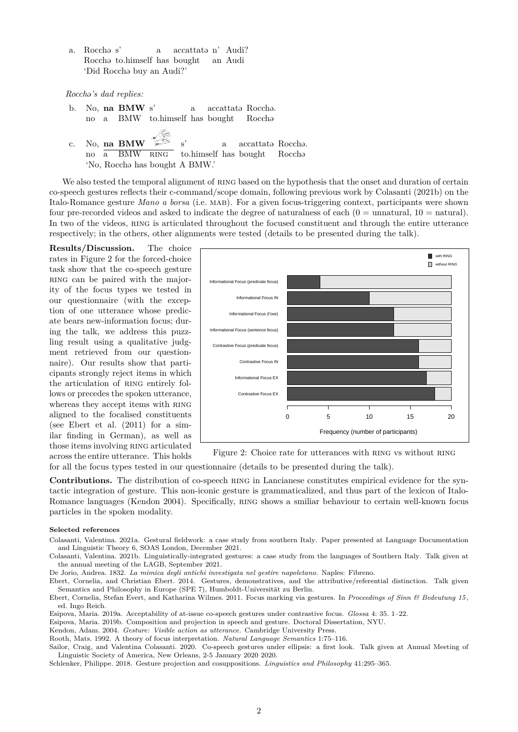a. Rocchə s' a accattatə n' Audi?
   Rocchə to.himself has bought an Audi
   'Did Rocchə buy an Audi?'

*Rocchə's dad replies:*

b. No, **na BMW** s' a accattatə Rocchə.
   no a BMW to.himself has bought Rocchə

c. No, **na BMW** s' a accattatə Rocchə.
   no a BMW RING to.himself has bought Rocchə
   'No, Rocchə has bought A BMW.'

We also tested the temporal alignment of RING based on the hypothesis that the onset and duration of certain co-speech gestures reflects their c-command/scope domain, following previous work by Colasanti (2021b) on the Italo-Romance gesture *Mano a borsa* (i.e. MAB). For a given focus-triggering context, participants were shown four pre-recorded videos and asked to indicate the degree of naturalness of each (0 = unnatural, 10 = natural). In two of the videos, RING is articulated throughout the focused constituent and through the entire utterance respectively; in the others, other alignments were tested (details to be presented during the talk).

**Results/Discussion.** The choice rates in Figure 2 for the forced-choice task show that the co-speech gesture RING can be paired with the majority of the focus types we tested in our questionnaire (with the exception of one utterance whose predicate bears new-information focus; during the talk, we address this puzzling result using a qualitative judgment retrieved from our questionnaire). Our results show that participants strongly reject items in which the articulation of RING entirely follows or precedes the spoken utterance, whereas they accept items with RING aligned to the focalised constituents (see Ebert et al. (2011) for a similar finding in German), as well as those items involving RING articulated across the entire utterance. This holds for all the focus types tested in our questionnaire (details to be presented during the talk).

with RING
without RING
Informational Focus (predicate focus)
Informational Focus IN
Informational Focus (l'ove)
Informational Focus (sentence focus)
Contrastive Focus (predicate focus)
Contrastive Focus IN
Informational Focus EX
Contrastive Focus EX
0
5
10
15
20
Frequency (number of participants)

Figure 2: Choice rate for utterances with RING vs without RING

**Contributions.** The distribution of co-speech RING in Lancianese constitutes empirical evidence for the syntactic integration of gesture. This non-iconic gesture is grammaticalized, and thus part of the lexicon of Italo-Romance languages (Kendon 2004). Specifically, RING shows a smiliar behaviour to certain well-known focus particles in the spoken modality.

#### Selected references

Colasanti, Valentina. 2021a. Gestural fieldwork: a case study from southern Italy. Paper presented at Language Documentation and Linguistic Theory 6, SOAS London, December 2021.

Colasanti, Valentina. 2021b. Linguistically-integrated gestures: a case study from the languages of Southern Italy. Talk given at the annual meeting of the LAGB, September 2021.

De Jorio, Andrea. 1832. *La mimica degli antichi investigata nel gestire napoletano*. Naples: Fibreno.

Ebert, Cornelia, and Christian Ebert. 2014. Gestures, demonstratives, and the attributive/referential distinction. Talk given Semantics and Philosophy in Europe (SPE 7), Humboldt-Universität zu Berlin.

Ebert, Cornelia, Stefan Evert, and Katharina Wilmes. 2011. Focus marking via gestures. In *Proceedings of Sinn & Bedeutung 15*, ed. Ingo Reich.

Esipova, Maria. 2019a. Acceptability of at-issue co-speech gestures under contrastive focus. *Glossa* 4: 35. 1–22.

Esipova, Maria. 2019b. Composition and projection in speech and gesture. Doctoral Dissertation, NYU.

Kendon, Adam. 2004. *Gesture: Visible action as utterance*. Cambridge University Press.

Rooth, Mats. 1992. A theory of focus interpretation. *Natural Language Semantics* 1:75–116.

Sailor, Craig, and Valentina Colasanti. 2020. Co-speech gestures under ellipsis: a first look. Talk given at Annual Meeting of Linguistic Society of America, New Orleans, 2-5 January 2020 2020.

Schlenker, Philippe. 2018. Gesture projection and cosuppositions. *Linguistics and Philosophy* 41:295–365.